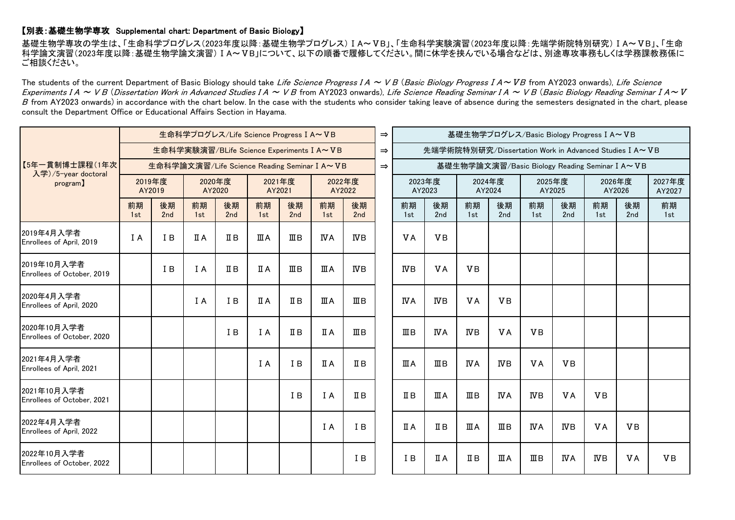【別表：基礎生物学専攻　Supplemental chart: Department of Basic Biology】

基礎生物学専攻の学生は、「生命科学プログレス（2023年度以降：基礎生物学プログレス）ⅠA～ⅤB」、「生命科学実験演習（2023年度以降：先端学術院特別研究）ⅠA～ⅤB」、「生命科学論文演習（2023年度以降：基礎生物学論文演習）ⅠA～ⅤB」について、以下の順番で履修してください。間に休学を挟んでいる場合などは、別途専攻事務もしくは学務課教務係にご相談ください。

The students of the current Department of Basic Biology should take *Life Science Progress I A ～ V B* (*Basic Biology Progress I A～ V B* from AY2023 onwards), *Life Science Experiments I A ～ V B* (*Dissertation Work in Advanced Studies I A ～ V B* from AY2023 onwards), *Life Science Reading Seminar I A ～ V B* (*Basic Biology Reading Seminar I A～ V B* from AY2023 onwards) in accordance with the chart below. In the case with the students who consider taking leave of absence during the semesters designated in the chart, please consult the Department Office or Educational Affairs Section in Hayama.

| 【5年一貫制博士課程（1年次入学）/5-year doctoral program】 | 生命科学プログレス/Life Science Progress ⅠA～ⅤB | | | | | | | | ⇒ | 基礎生物学プログレス/Basic Biology Progress ⅠA～ⅤB | | | | | | | | |
|---|---|---|---|---|---|---|---|---|---|---|---|---|---|---|---|---|---|---|
| | 生命科学実験演習/BLife Science Experiments ⅠA～ⅤB | | | | | | | | ⇒ | 先端学術院特別研究/Dissertation Work in Advanced Studies ⅠA～ⅤB | | | | | | | | |
| | 生命科学論文演習/Life Science Reading Seminar ⅠA～ⅤB | | | | | | | | ⇒ | 基礎生物学論文演習/Basic Biology Reading Seminar ⅠA～ⅤB | | | | | | | | |
| | 2019年度 AY2019 | | 2020年度 AY2020 | | 2021年度 AY2021 | | 2022年度 AY2022 | | | 2023年度 AY2023 | | 2024年度 AY2024 | | 2025年度 AY2025 | | 2026年度 AY2026 | | 2027年度 AY2027 |
| | 前期 1st | 後期 2nd | 前期 1st | 後期 2nd | 前期 1st | 後期 2nd | 前期 1st | 後期 2nd | | 前期 1st | 後期 2nd | 前期 1st | 後期 2nd | 前期 1st | 後期 2nd | 前期 1st | 後期 2nd | 前期 1st |
| 2019年4月入学者 Enrollees of April, 2019 | ⅠA | ⅠB | ⅡA | ⅡB | ⅢA | ⅢB | ⅣA | ⅣB | | ⅤA | ⅤB | | | | | | | |
| 2019年10月入学者 Enrollees of October, 2019 | | ⅠB | ⅠA | ⅡB | ⅡA | ⅢB | ⅢA | ⅣB | | ⅣB | ⅤA | ⅤB | | | | | | |
| 2020年4月入学者 Enrollees of April, 2020 | | | ⅠA | ⅠB | ⅡA | ⅡB | ⅢA | ⅢB | | ⅣA | ⅣB | ⅤA | ⅤB | | | | | |
| 2020年10月入学者 Enrollees of October, 2020 | | | | ⅠB | ⅠA | ⅡB | ⅡA | ⅢB | | ⅢB | ⅣA | ⅣB | ⅤA | ⅤB | | | | |
| 2021年4月入学者 Enrollees of April, 2021 | | | | | ⅠA | ⅠB | ⅡA | ⅡB | | ⅢA | ⅢB | ⅣA | ⅣB | ⅤA | ⅤB | | | |
| 2021年10月入学者 Enrollees of October, 2021 | | | | | | ⅠB | ⅠA | ⅡB | | ⅡB | ⅢA | ⅢB | ⅣA | ⅣB | ⅤA | ⅤB | | |
| 2022年4月入学者 Enrollees of April, 2022 | | | | | | | ⅠA | ⅠB | | ⅡA | ⅡB | ⅢA | ⅢB | ⅣA | ⅣB | ⅤA | ⅤB | |
| 2022年10月入学者 Enrollees of October, 2022 | | | | | | | | ⅠB | | ⅠB | ⅡA | ⅡB | ⅢA | ⅢB | ⅣA | ⅣB | ⅤA | ⅤB |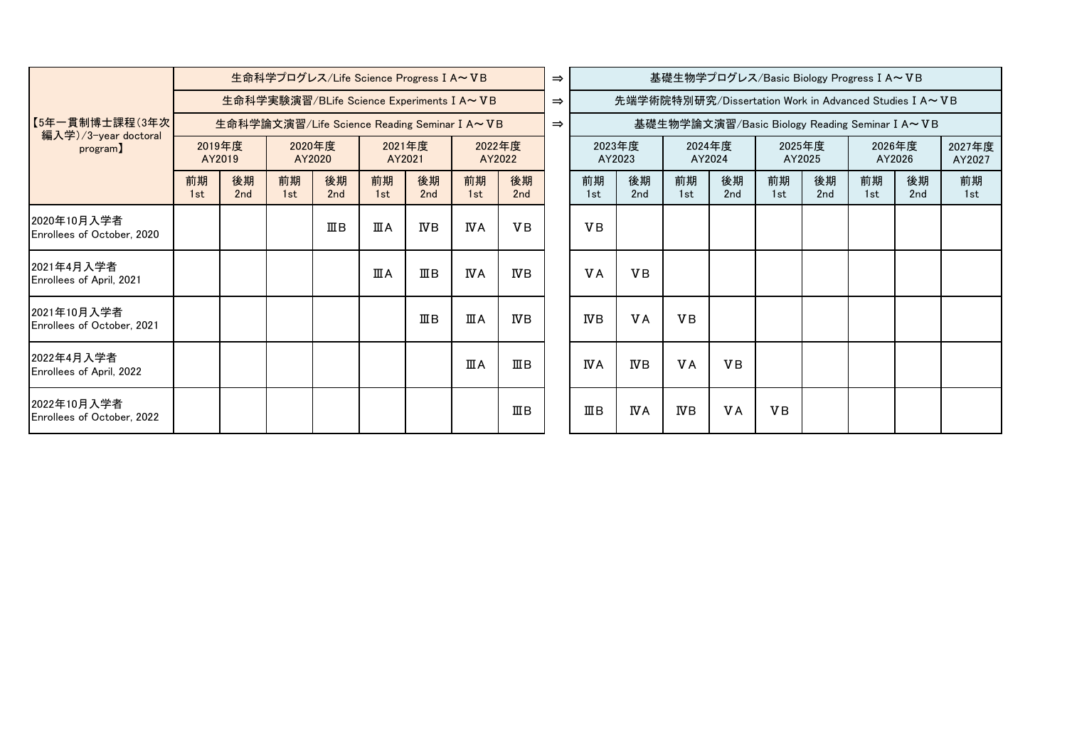| 【5年一貫制博士課程(3年次編入学)/3-year doctoral program】 | 生命科学プログレス/Life Science Progress ⅠA～ⅤB | | | | | | | | ⇒ | 基礎生物学プログレス/Basic Biology Progress ⅠA～ⅤB | | | | | | | | |
|---|---|---|---|---|---|---|---|---|---|---|---|---|---|---|---|---|---|---|
| | 生命科学実験演習/BLife Science Experiments ⅠA～ⅤB | | | | | | | | ⇒ | 先端学術院特別研究/Dissertation Work in Advanced Studies ⅠA～ⅤB | | | | | | | | |
| | 生命科学論文演習/Life Science Reading Seminar ⅠA～ⅤB | | | | | | | | ⇒ | 基礎生物学論文演習/Basic Biology Reading Seminar ⅠA～ⅤB | | | | | | | | |
| | 2019年度 AY2019 | | 2020年度 AY2020 | | 2021年度 AY2021 | | 2022年度 AY2022 | | | 2023年度 AY2023 | | 2024年度 AY2024 | | 2025年度 AY2025 | | 2026年度 AY2026 | | 2027年度 AY2027 |
| | 前期 1st | 後期 2nd | 前期 1st | 後期 2nd | 前期 1st | 後期 2nd | 前期 1st | 後期 2nd | | 前期 1st | 後期 2nd | 前期 1st | 後期 2nd | 前期 1st | 後期 2nd | 前期 1st | 後期 2nd | 前期 1st |
| 2020年10月入学者 Enrollees of October, 2020 | | | | ⅢB | ⅢA | ⅣB | ⅣA | ⅤB | | ⅤB | | | | | | | | |
| 2021年4月入学者 Enrollees of April, 2021 | | | | | ⅢA | ⅢB | ⅣA | ⅣB | | ⅤA | ⅤB | | | | | | | |
| 2021年10月入学者 Enrollees of October, 2021 | | | | | | ⅢB | ⅢA | ⅣB | | ⅣB | ⅤA | ⅤB | | | | | | |
| 2022年4月入学者 Enrollees of April, 2022 | | | | | | | ⅢA | ⅢB | | ⅣA | ⅣB | ⅤA | ⅤB | | | | | |
| 2022年10月入学者 Enrollees of October, 2022 | | | | | | | | ⅢB | | ⅢB | ⅣA | ⅣB | ⅤA | ⅤB | | | | |